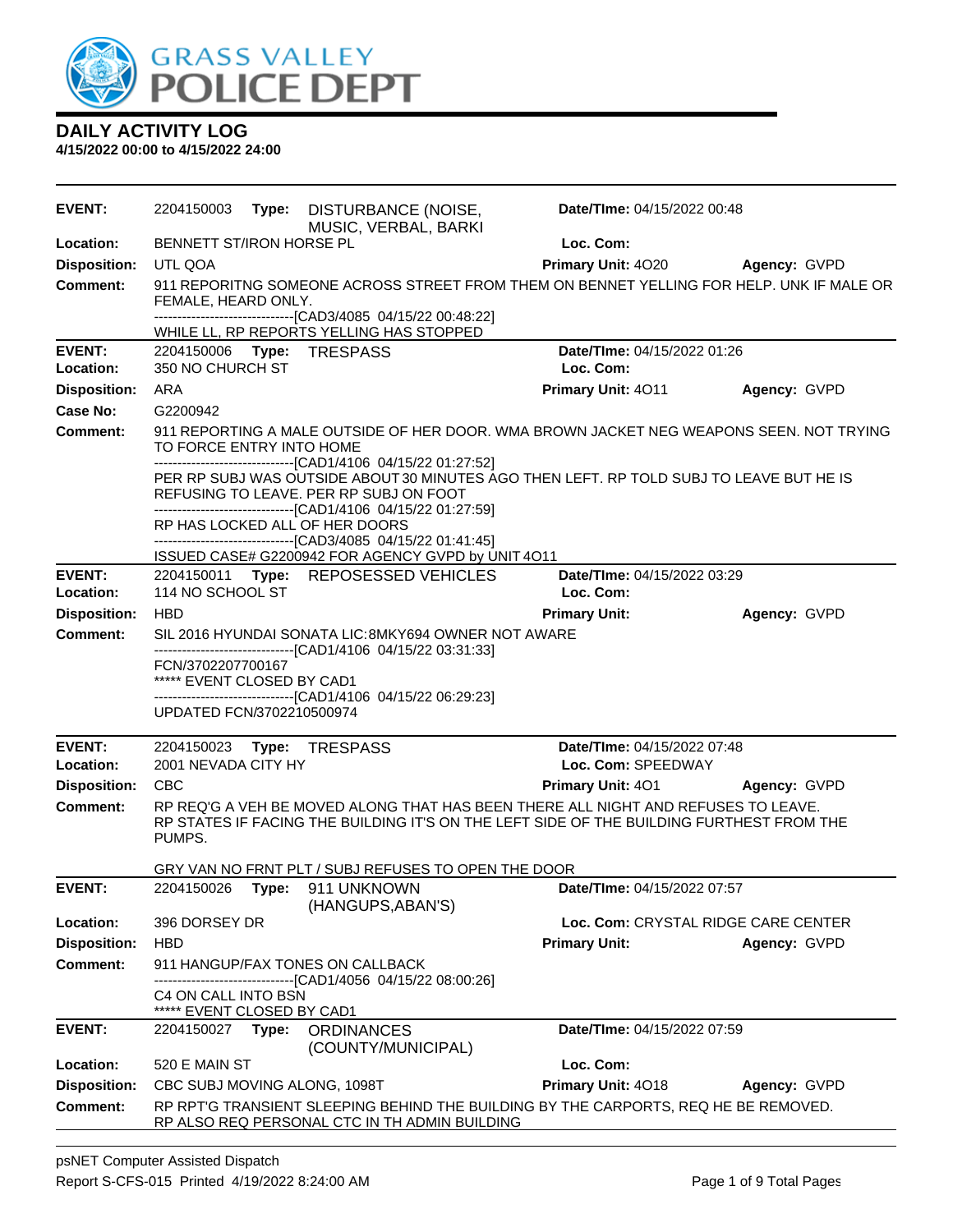GRASS VALLEY POLICE DEPT

# DAILY ACTIVITY LOG

**4/15/2022 00:00 to 4/15/2022 24:00**

---

**EVENT:** 2204150003 **Type:** DISTURBANCE (NOISE, MUSIC, VERBAL, BARKI **Date/TIme:** 04/15/2022 00:48
**Location:** BENNETT ST/IRON HORSE PL **Loc. Com:**
**Disposition:** UTL QOA **Primary Unit:** 4O20 **Agency:** GVPD
**Comment:** 911 REPORITNG SOMEONE ACROSS STREET FROM THEM ON BENNET YELLING FOR HELP. UNK IF MALE OR FEMALE, HEARD ONLY.
------------------------------[CAD3/4085 04/15/22 00:48:22]
WHILE LL, RP REPORTS YELLING HAS STOPPED

---

**EVENT:** 2204150006 **Type:** TRESPASS **Date/TIme:** 04/15/2022 01:26
**Location:** 350 NO CHURCH ST **Loc. Com:**
**Disposition:** ARA **Primary Unit:** 4O11 **Agency:** GVPD
**Case No:** G2200942
**Comment:** 911 REPORTING A MALE OUTSIDE OF HER DOOR. WMA BROWN JACKET NEG WEAPONS SEEN. NOT TRYING TO FORCE ENTRY INTO HOME
------------------------------[CAD1/4106 04/15/22 01:27:52]
PER RP SUBJ WAS OUTSIDE ABOUT 30 MINUTES AGO THEN LEFT. RP TOLD SUBJ TO LEAVE BUT HE IS REFUSING TO LEAVE. PER RP SUBJ ON FOOT
------------------------------[CAD1/4106 04/15/22 01:27:59]
RP HAS LOCKED ALL OF HER DOORS
------------------------------[CAD3/4085 04/15/22 01:41:45]
ISSUED CASE# G2200942 FOR AGENCY GVPD by UNIT 4O11

---

**EVENT:** 2204150011 **Type:** REPOSESSED VEHICLES **Date/TIme:** 04/15/2022 03:29
**Location:** 114 NO SCHOOL ST **Loc. Com:**
**Disposition:** HBD **Primary Unit:** **Agency:** GVPD
**Comment:** SIL 2016 HYUNDAI SONATA LIC:8MKY694 OWNER NOT AWARE
------------------------------[CAD1/4106 04/15/22 03:31:33]
FCN/3702207700167
***** EVENT CLOSED BY CAD1
------------------------------[CAD1/4106 04/15/22 06:29:23]
UPDATED FCN/3702210500974

---

**EVENT:** 2204150023 **Type:** TRESPASS **Date/TIme:** 04/15/2022 07:48
**Location:** 2001 NEVADA CITY HY **Loc. Com:** SPEEDWAY
**Disposition:** CBC **Primary Unit:** 4O1 **Agency:** GVPD
**Comment:** RP REQ'G A VEH BE MOVED ALONG THAT HAS BEEN THERE ALL NIGHT AND REFUSES TO LEAVE. RP STATES IF FACING THE BUILDING IT'S ON THE LEFT SIDE OF THE BUILDING FURTHEST FROM THE PUMPS.

GRY VAN NO FRNT PLT / SUBJ REFUSES TO OPEN THE DOOR

---

**EVENT:** 2204150026 **Type:** 911 UNKNOWN (HANGUPS,ABAN'S) **Date/TIme:** 04/15/2022 07:57
**Location:** 396 DORSEY DR **Loc. Com:** CRYSTAL RIDGE CARE CENTER
**Disposition:** HBD **Primary Unit:** **Agency:** GVPD
**Comment:** 911 HANGUP/FAX TONES ON CALLBACK
------------------------------[CAD1/4056 04/15/22 08:00:26]
C4 ON CALL INTO BSN
***** EVENT CLOSED BY CAD1

---

**EVENT:** 2204150027 **Type:** ORDINANCES (COUNTY/MUNICIPAL) **Date/TIme:** 04/15/2022 07:59
**Location:** 520 E MAIN ST **Loc. Com:**
**Disposition:** CBC SUBJ MOVING ALONG, 1098T **Primary Unit:** 4O18 **Agency:** GVPD
**Comment:** RP RPT'G TRANSIENT SLEEPING BEHIND THE BUILDING BY THE CARPORTS, REQ HE BE REMOVED. RP ALSO REQ PERSONAL CTC IN TH ADMIN BUILDING

---

psNET Computer Assisted Dispatch
Report S-CFS-015 Printed 4/19/2022 8:24:00 AM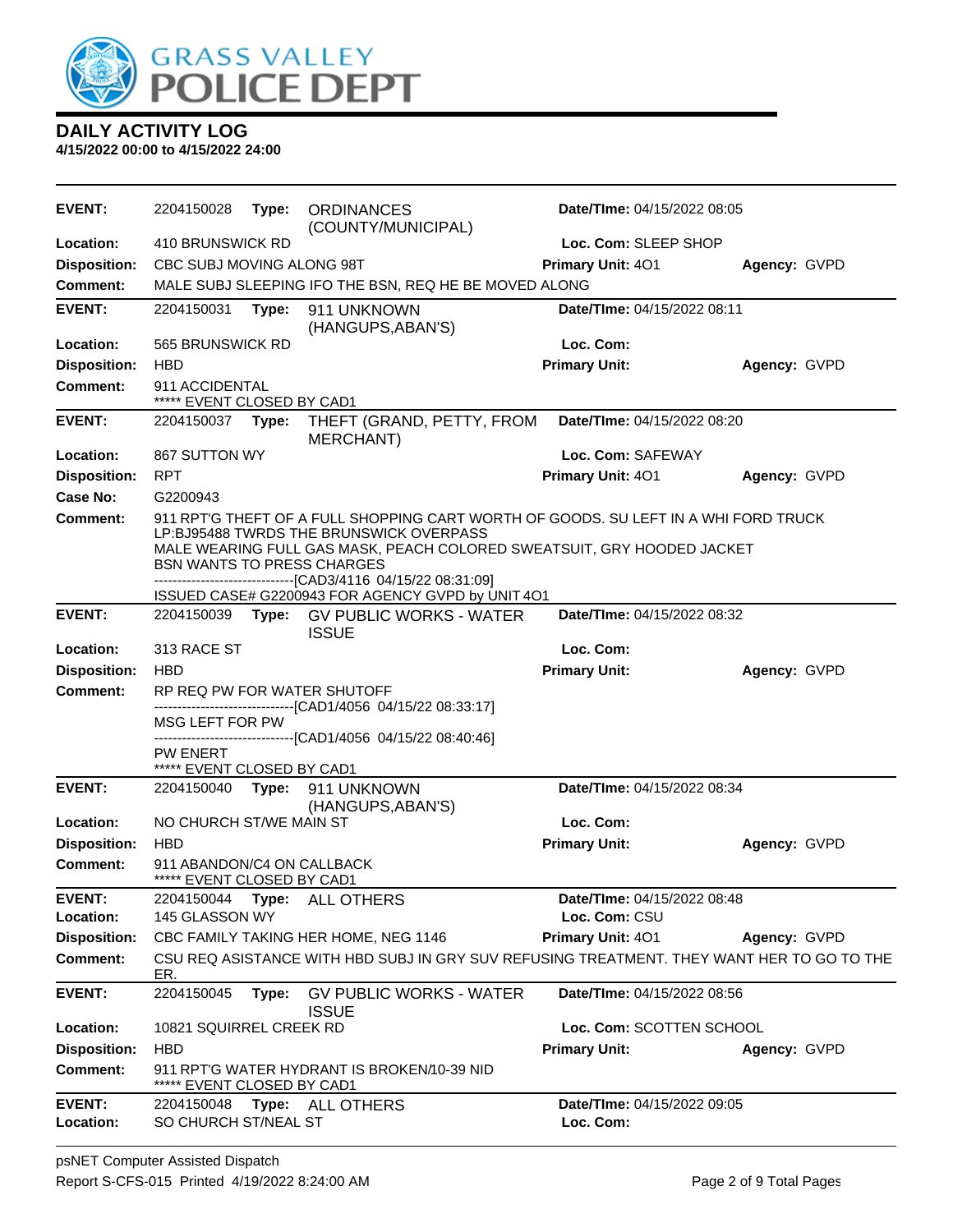# GRASS VALLEY POLICE DEPT

## DAILY ACTIVITY LOG
**4/15/2022 00:00 to 4/15/2022 24:00**

---

**EVENT:** 2204150028 **Type:** ORDINANCES (COUNTY/MUNICIPAL) **Date/TIme:** 04/15/2022 08:05
**Location:** 410 BRUNSWICK RD **Loc. Com:** SLEEP SHOP
**Disposition:** CBC SUBJ MOVING ALONG 98T **Primary Unit:** 4O1 **Agency:** GVPD
**Comment:** MALE SUBJ SLEEPING IFO THE BSN, REQ HE BE MOVED ALONG

---

**EVENT:** 2204150031 **Type:** 911 UNKNOWN (HANGUPS,ABAN'S) **Date/TIme:** 04/15/2022 08:11
**Location:** 565 BRUNSWICK RD **Loc. Com:**
**Disposition:** HBD **Primary Unit:** **Agency:** GVPD
**Comment:** 911 ACCIDENTAL
***** EVENT CLOSED BY CAD1

---

**EVENT:** 2204150037 **Type:** THEFT (GRAND, PETTY, FROM MERCHANT) **Date/TIme:** 04/15/2022 08:20
**Location:** 867 SUTTON WY **Loc. Com:** SAFEWAY
**Disposition:** RPT **Primary Unit:** 4O1 **Agency:** GVPD
**Case No:** G2200943
**Comment:** 911 RPT'G THEFT OF A FULL SHOPPING CART WORTH OF GOODS. SU LEFT IN A WHI FORD TRUCK LP:BJ95488 TWRDS THE BRUNSWICK OVERPASS
MALE WEARING FULL GAS MASK, PEACH COLORED SWEATSUIT, GRY HOODED JACKET
BSN WANTS TO PRESS CHARGES
------------------------------[CAD3/4116 04/15/22 08:31:09]
ISSUED CASE# G2200943 FOR AGENCY GVPD by UNIT 4O1

---

**EVENT:** 2204150039 **Type:** GV PUBLIC WORKS - WATER ISSUE **Date/TIme:** 04/15/2022 08:32
**Location:** 313 RACE ST **Loc. Com:**
**Disposition:** HBD **Primary Unit:** **Agency:** GVPD
**Comment:** RP REQ PW FOR WATER SHUTOFF
------------------------------[CAD1/4056 04/15/22 08:33:17]
MSG LEFT FOR PW
------------------------------[CAD1/4056 04/15/22 08:40:46]
PW ENERT
***** EVENT CLOSED BY CAD1

---

**EVENT:** 2204150040 **Type:** 911 UNKNOWN (HANGUPS,ABAN'S) **Date/TIme:** 04/15/2022 08:34
**Location:** NO CHURCH ST/WE MAIN ST **Loc. Com:**
**Disposition:** HBD **Primary Unit:** **Agency:** GVPD
**Comment:** 911 ABANDON/C4 ON CALLBACK
***** EVENT CLOSED BY CAD1

---

**EVENT:** 2204150044 **Type:** ALL OTHERS **Date/TIme:** 04/15/2022 08:48
**Location:** 145 GLASSON WY **Loc. Com:** CSU
**Disposition:** CBC FAMILY TAKING HER HOME, NEG 1146 **Primary Unit:** 4O1 **Agency:** GVPD
**Comment:** CSU REQ ASISTANCE WITH HBD SUBJ IN GRY SUV REFUSING TREATMENT. THEY WANT HER TO GO TO THE ER.

---

**EVENT:** 2204150045 **Type:** GV PUBLIC WORKS - WATER ISSUE **Date/TIme:** 04/15/2022 08:56
**Location:** 10821 SQUIRREL CREEK RD **Loc. Com:** SCOTTEN SCHOOL
**Disposition:** HBD **Primary Unit:** **Agency:** GVPD
**Comment:** 911 RPT'G WATER HYDRANT IS BROKEN/10-39 NID
***** EVENT CLOSED BY CAD1

---

**EVENT:** 2204150048 **Type:** ALL OTHERS **Date/TIme:** 04/15/2022 09:05
**Location:** SO CHURCH ST/NEAL ST **Loc. Com:**

---

psNET Computer Assisted Dispatch
Report S-CFS-015 Printed 4/19/2022 8:24:00 AM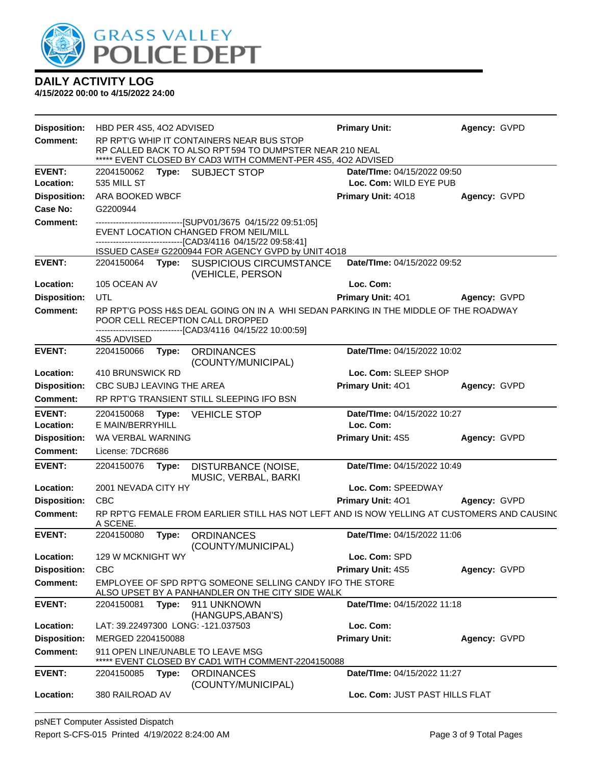# DAILY ACTIVITY LOG

**4/15/2022 00:00 to 4/15/2022 24:00**

**Disposition:** HBD PER 4S5, 4O2 ADVISED **Primary Unit:** **Agency:** GVPD
**Comment:** RP RPT'G WHIP IT CONTAINERS NEAR BUS STOP
RP CALLED BACK TO ALSO RPT 594 TO DUMPSTER NEAR 210 NEAL
***** EVENT CLOSED BY CAD3 WITH COMMENT-PER 4S5, 4O2 ADVISED

---

**EVENT:** 2204150062 **Type:** SUBJECT STOP **Date/TIme:** 04/15/2022 09:50
**Location:** 535 MILL ST **Loc. Com:** WILD EYE PUB
**Disposition:** ARA BOOKED WBCF **Primary Unit:** 4O18 **Agency:** GVPD
**Case No:** G2200944
**Comment:** ------------------------------[SUPV01/3675 04/15/22 09:51:05]
EVENT LOCATION CHANGED FROM NEIL/MILL
------------------------------[CAD3/4116 04/15/22 09:58:41]
ISSUED CASE# G2200944 FOR AGENCY GVPD by UNIT 4O18

---

**EVENT:** 2204150064 **Type:** SUSPICIOUS CIRCUMSTANCE (VEHICLE, PERSON **Date/TIme:** 04/15/2022 09:52
**Location:** 105 OCEAN AV **Loc. Com:**
**Disposition:** UTL **Primary Unit:** 4O1 **Agency:** GVPD
**Comment:** RP RPT'G POSS H&S DEAL GOING ON IN A WHI SEDAN PARKING IN THE MIDDLE OF THE ROADWAY
POOR CELL RECEPTION CALL DROPPED
------------------------------[CAD3/4116 04/15/22 10:00:59]
4S5 ADVISED

---

**EVENT:** 2204150066 **Type:** ORDINANCES (COUNTY/MUNICIPAL) **Date/TIme:** 04/15/2022 10:02
**Location:** 410 BRUNSWICK RD **Loc. Com:** SLEEP SHOP
**Disposition:** CBC SUBJ LEAVING THE AREA **Primary Unit:** 4O1 **Agency:** GVPD
**Comment:** RP RPT'G TRANSIENT STILL SLEEPING IFO BSN

---

**EVENT:** 2204150068 **Type:** VEHICLE STOP **Date/TIme:** 04/15/2022 10:27
**Location:** E MAIN/BERRYHILL **Loc. Com:**
**Disposition:** WA VERBAL WARNING **Primary Unit:** 4S5 **Agency:** GVPD
**Comment:** License: 7DCR686

---

**EVENT:** 2204150076 **Type:** DISTURBANCE (NOISE, MUSIC, VERBAL, BARKI **Date/TIme:** 04/15/2022 10:49
**Location:** 2001 NEVADA CITY HY **Loc. Com:** SPEEDWAY
**Disposition:** CBC **Primary Unit:** 4O1 **Agency:** GVPD
**Comment:** RP RPT'G FEMALE FROM EARLIER STILL HAS NOT LEFT AND IS NOW YELLING AT CUSTOMERS AND CAUSING A SCENE.

---

**EVENT:** 2204150080 **Type:** ORDINANCES (COUNTY/MUNICIPAL) **Date/TIme:** 04/15/2022 11:06
**Location:** 129 W MCKNIGHT WY **Loc. Com:** SPD
**Disposition:** CBC **Primary Unit:** 4S5 **Agency:** GVPD
**Comment:** EMPLOYEE OF SPD RPT'G SOMEONE SELLING CANDY IFO THE STORE
ALSO UPSET BY A PANHANDLER ON THE CITY SIDE WALK

---

**EVENT:** 2204150081 **Type:** 911 UNKNOWN (HANGUPS,ABAN'S) **Date/TIme:** 04/15/2022 11:18
**Location:** LAT: 39.22497300 LONG: -121.037503 **Loc. Com:**
**Disposition:** MERGED 2204150088 **Primary Unit:** **Agency:** GVPD
**Comment:** 911 OPEN LINE/UNABLE TO LEAVE MSG
***** EVENT CLOSED BY CAD1 WITH COMMENT-2204150088

---

**EVENT:** 2204150085 **Type:** ORDINANCES (COUNTY/MUNICIPAL) **Date/TIme:** 04/15/2022 11:27
**Location:** 380 RAILROAD AV **Loc. Com:** JUST PAST HILLS FLAT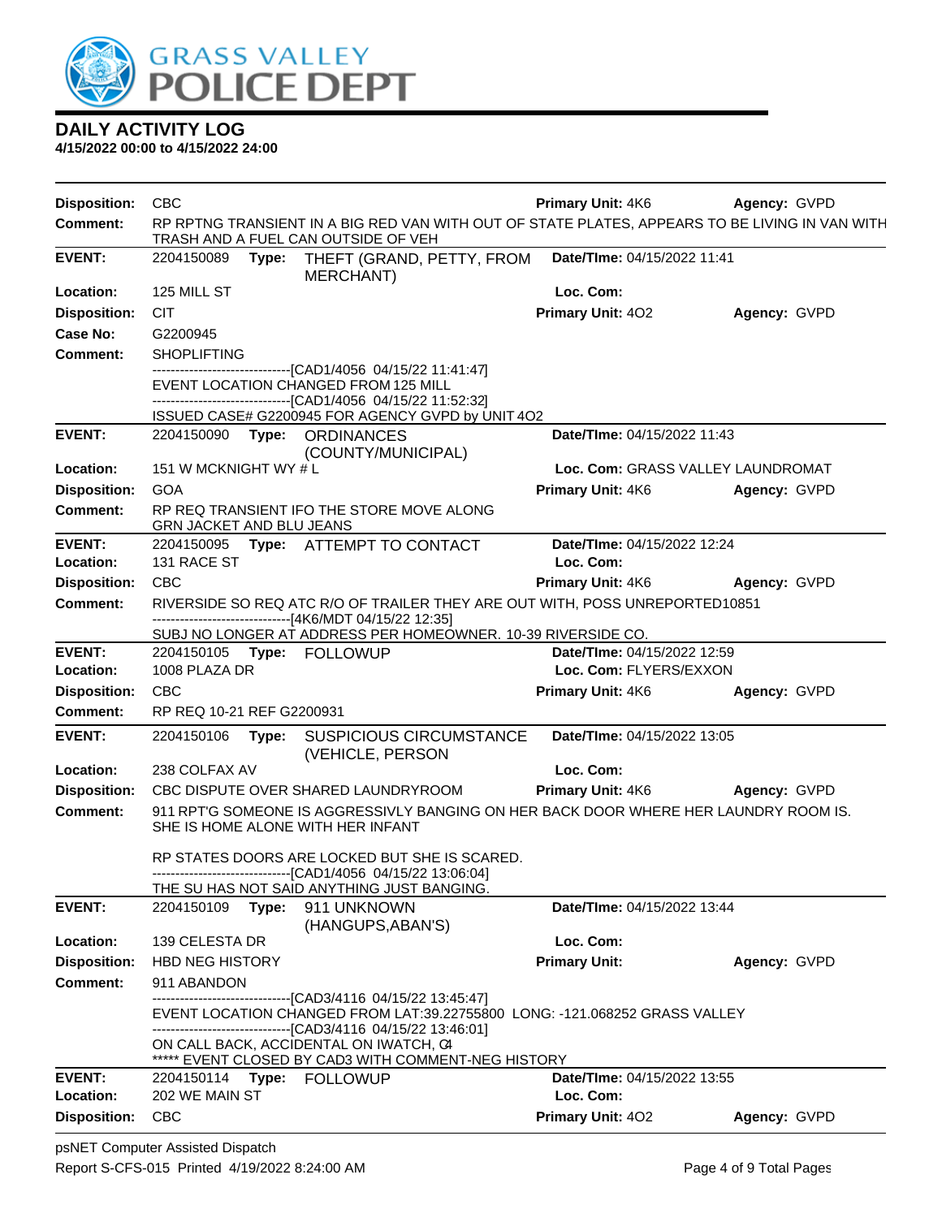# GRASS VALLEY POLICE DEPT

## DAILY ACTIVITY LOG

**4/15/2022 00:00 to 4/15/2022 24:00**

**Disposition:** CBC **Primary Unit:** 4K6 **Agency:** GVPD
**Comment:** RP RPTNG TRANSIENT IN A BIG RED VAN WITH OUT OF STATE PLATES, APPEARS TO BE LIVING IN VAN WITH TRASH AND A FUEL CAN OUTSIDE OF VEH

---

**EVENT:** 2204150089 **Type:** THEFT (GRAND, PETTY, FROM MERCHANT) **Date/TIme:** 04/15/2022 11:41
**Location:** 125 MILL ST **Loc. Com:**
**Disposition:** CIT **Primary Unit:** 4O2 **Agency:** GVPD
**Case No:** G2200945
**Comment:** SHOPLIFTING
-------------------------------[CAD1/4056 04/15/22 11:41:47]
EVENT LOCATION CHANGED FROM 125 MILL
-------------------------------[CAD1/4056 04/15/22 11:52:32]
ISSUED CASE# G2200945 FOR AGENCY GVPD by UNIT 4O2

---

**EVENT:** 2204150090 **Type:** ORDINANCES (COUNTY/MUNICIPAL) **Date/TIme:** 04/15/2022 11:43
**Location:** 151 W MCKNIGHT WY # L **Loc. Com:** GRASS VALLEY LAUNDROMAT
**Disposition:** GOA **Primary Unit:** 4K6 **Agency:** GVPD
**Comment:** RP REQ TRANSIENT IFO THE STORE MOVE ALONG
GRN JACKET AND BLU JEANS

---

**EVENT:** 2204150095 **Type:** ATTEMPT TO CONTACT **Date/TIme:** 04/15/2022 12:24
**Location:** 131 RACE ST **Loc. Com:**
**Disposition:** CBC **Primary Unit:** 4K6 **Agency:** GVPD
**Comment:** RIVERSIDE SO REQ ATC R/O OF TRAILER THEY ARE OUT WITH, POSS UNREPORTED10851
-------------------------------[4K6/MDT 04/15/22 12:35]
SUBJ NO LONGER AT ADDRESS PER HOMEOWNER. 10-39 RIVERSIDE CO.

---

**EVENT:** 2204150105 **Type:** FOLLOWUP **Date/TIme:** 04/15/2022 12:59
**Location:** 1008 PLAZA DR **Loc. Com:** FLYERS/EXXON
**Disposition:** CBC **Primary Unit:** 4K6 **Agency:** GVPD
**Comment:** RP REQ 10-21 REF G2200931

---

**EVENT:** 2204150106 **Type:** SUSPICIOUS CIRCUMSTANCE (VEHICLE, PERSON **Date/TIme:** 04/15/2022 13:05
**Location:** 238 COLFAX AV **Loc. Com:**
**Disposition:** CBC DISPUTE OVER SHARED LAUNDRYROOM **Primary Unit:** 4K6 **Agency:** GVPD
**Comment:** 911 RPT'G SOMEONE IS AGGRESSIVLY BANGING ON HER BACK DOOR WHERE HER LAUNDRY ROOM IS. SHE IS HOME ALONE WITH HER INFANT

RP STATES DOORS ARE LOCKED BUT SHE IS SCARED.
-------------------------------[CAD1/4056 04/15/22 13:06:04]
THE SU HAS NOT SAID ANYTHING JUST BANGING.

---

**EVENT:** 2204150109 **Type:** 911 UNKNOWN (HANGUPS,ABAN'S) **Date/TIme:** 04/15/2022 13:44
**Location:** 139 CELESTA DR **Loc. Com:**
**Disposition:** HBD NEG HISTORY **Primary Unit:** **Agency:** GVPD
**Comment:** 911 ABANDON
-------------------------------[CAD3/4116 04/15/22 13:45:47]
EVENT LOCATION CHANGED FROM LAT:39.22755800 LONG: -121.068252 GRASS VALLEY
-------------------------------[CAD3/4116 04/15/22 13:46:01]
ON CALL BACK, ACCIDENTAL ON IWATCH, C4
***** EVENT CLOSED BY CAD3 WITH COMMENT-NEG HISTORY

---

**EVENT:** 2204150114 **Type:** FOLLOWUP **Date/TIme:** 04/15/2022 13:55
**Location:** 202 WE MAIN ST **Loc. Com:**
**Disposition:** CBC **Primary Unit:** 4O2 **Agency:** GVPD

psNET Computer Assisted Dispatch
Report S-CFS-015 Printed 4/19/2022 8:24:00 AM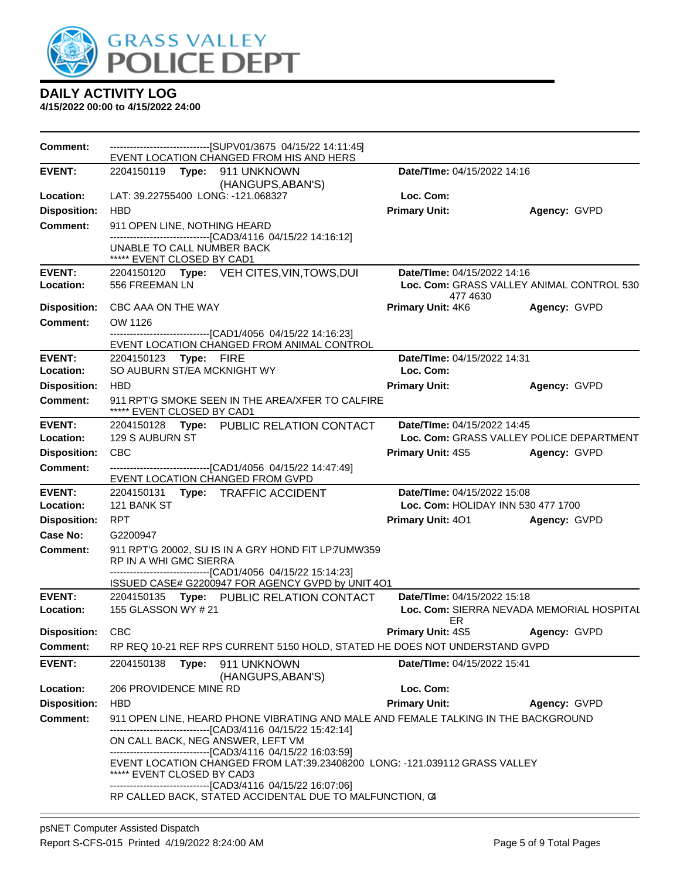# DAILY ACTIVITY LOG

**4/15/2022 00:00 to 4/15/2022 24:00**

**Comment:** ------------------------------[SUPV01/3675 04/15/22 14:11:45]
EVENT LOCATION CHANGED FROM HIS AND HERS

---

**EVENT:** 2204150119 **Type:** 911 UNKNOWN (HANGUPS,ABAN'S) **Date/TIme:** 04/15/2022 14:16
**Location:** LAT: 39.22755400 LONG: -121.068327 **Loc. Com:**
**Disposition:** HBD **Primary Unit:** **Agency:** GVPD
**Comment:** 911 OPEN LINE, NOTHING HEARD
------------------------------[CAD3/4116 04/15/22 14:16:12]
UNABLE TO CALL NUMBER BACK
***** EVENT CLOSED BY CAD1

---

**EVENT:** 2204150120 **Type:** VEH CITES,VIN,TOWS,DUI **Date/TIme:** 04/15/2022 14:16
**Location:** 556 FREEMAN LN **Loc. Com:** GRASS VALLEY ANIMAL CONTROL 530 477 4630
**Disposition:** CBC AAA ON THE WAY **Primary Unit:** 4K6 **Agency:** GVPD
**Comment:** OW 1126
------------------------------[CAD1/4056 04/15/22 14:16:23]
EVENT LOCATION CHANGED FROM ANIMAL CONTROL

---

**EVENT:** 2204150123 **Type:** FIRE **Date/TIme:** 04/15/2022 14:31
**Location:** SO AUBURN ST/EA MCKNIGHT WY **Loc. Com:**
**Disposition:** HBD **Primary Unit:** **Agency:** GVPD
**Comment:** 911 RPT'G SMOKE SEEN IN THE AREA/XFER TO CALFIRE
***** EVENT CLOSED BY CAD1

---

**EVENT:** 2204150128 **Type:** PUBLIC RELATION CONTACT **Date/TIme:** 04/15/2022 14:45
**Location:** 129 S AUBURN ST **Loc. Com:** GRASS VALLEY POLICE DEPARTMENT
**Disposition:** CBC **Primary Unit:** 4S5 **Agency:** GVPD
**Comment:** ------------------------------[CAD1/4056 04/15/22 14:47:49]
EVENT LOCATION CHANGED FROM GVPD

---

**EVENT:** 2204150131 **Type:** TRAFFIC ACCIDENT **Date/TIme:** 04/15/2022 15:08
**Location:** 121 BANK ST **Loc. Com:** HOLIDAY INN 530 477 1700
**Disposition:** RPT **Primary Unit:** 4O1 **Agency:** GVPD
**Case No:** G2200947
**Comment:** 911 RPT'G 20002, SU IS IN A GRY HOND FIT LP:7UMW359
RP IN A WHI GMC SIERRA
------------------------------[CAD1/4056 04/15/22 15:14:23]
ISSUED CASE# G2200947 FOR AGENCY GVPD by UNIT 4O1

---

**EVENT:** 2204150135 **Type:** PUBLIC RELATION CONTACT **Date/TIme:** 04/15/2022 15:18
**Location:** 155 GLASSON WY # 21 **Loc. Com:** SIERRA NEVADA MEMORIAL HOSPITAL ER
**Disposition:** CBC **Primary Unit:** 4S5 **Agency:** GVPD
**Comment:** RP REQ 10-21 REF RPS CURRENT 5150 HOLD, STATED HE DOES NOT UNDERSTAND GVPD

---

**EVENT:** 2204150138 **Type:** 911 UNKNOWN (HANGUPS,ABAN'S) **Date/TIme:** 04/15/2022 15:41
**Location:** 206 PROVIDENCE MINE RD **Loc. Com:**
**Disposition:** HBD **Primary Unit:** **Agency:** GVPD
**Comment:** 911 OPEN LINE, HEARD PHONE VIBRATING AND MALE AND FEMALE TALKING IN THE BACKGROUND
------------------------------[CAD3/4116 04/15/22 15:42:14]
ON CALL BACK, NEG ANSWER, LEFT VM
------------------------------[CAD3/4116 04/15/22 16:03:59]
EVENT LOCATION CHANGED FROM LAT:39.23408200 LONG: -121.039112 GRASS VALLEY
***** EVENT CLOSED BY CAD3
------------------------------[CAD3/4116 04/15/22 16:07:06]
RP CALLED BACK, STATED ACCIDENTAL DUE TO MALFUNCTION, C4

---

psNET Computer Assisted Dispatch
Report S-CFS-015 Printed 4/19/2022 8:24:00 AM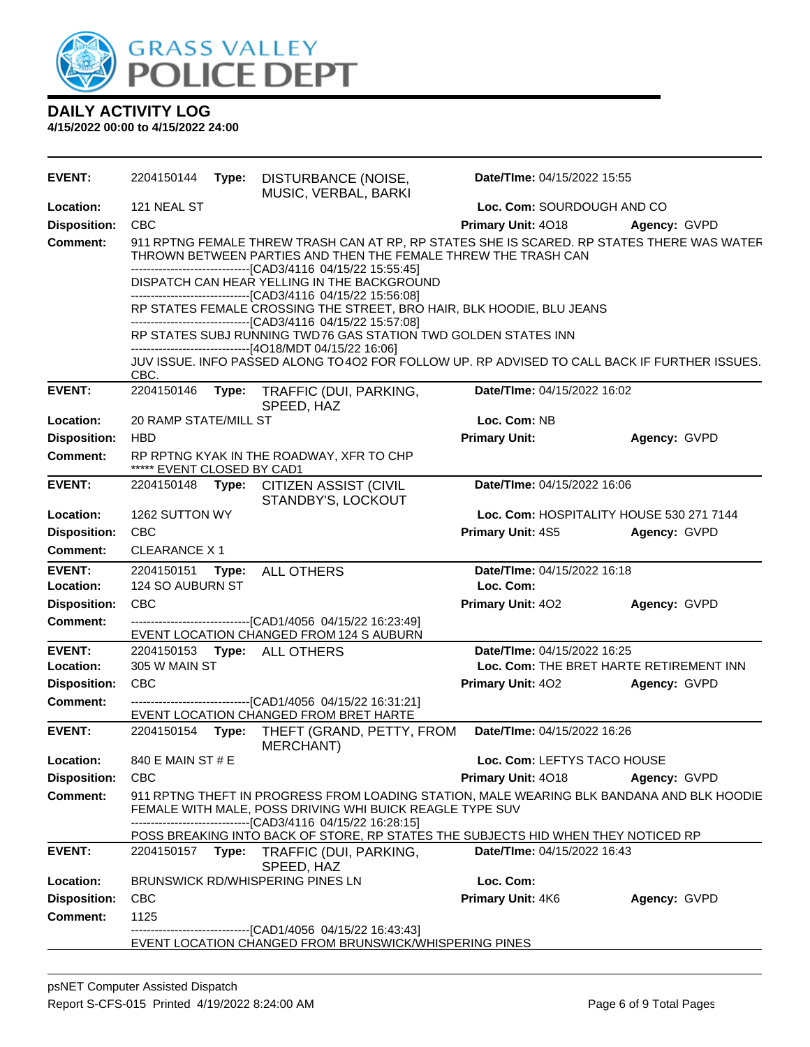# DAILY ACTIVITY LOG

**4/15/2022 00:00 to 4/15/2022 24:00**

---

**EVENT:** 2204150144 **Type:** DISTURBANCE (NOISE, MUSIC, VERBAL, BARKI **Date/TIme:** 04/15/2022 15:55
**Location:** 121 NEAL ST **Loc. Com:** SOURDOUGH AND CO
**Disposition:** CBC **Primary Unit:** 4O18 **Agency:** GVPD
**Comment:** 911 RPTNG FEMALE THREW TRASH CAN AT RP, RP STATES SHE IS SCARED. RP STATES THERE WAS WATER THROWN BETWEEN PARTIES AND THEN THE FEMALE THREW THE TRASH CAN
------------------------------[CAD3/4116 04/15/22 15:55:45]
DISPATCH CAN HEAR YELLING IN THE BACKGROUND
------------------------------[CAD3/4116 04/15/22 15:56:08]
RP STATES FEMALE CROSSING THE STREET, BRO HAIR, BLK HOODIE, BLU JEANS
------------------------------[CAD3/4116 04/15/22 15:57:08]
RP STATES SUBJ RUNNING TWD76 GAS STATION TWD GOLDEN STATES INN
------------------------------[4O18/MDT 04/15/22 16:06]
JUV ISSUE. INFO PASSED ALONG TO4O2 FOR FOLLOW UP. RP ADVISED TO CALL BACK IF FURTHER ISSUES. CBC.

---

**EVENT:** 2204150146 **Type:** TRAFFIC (DUI, PARKING, SPEED, HAZ **Date/TIme:** 04/15/2022 16:02
**Location:** 20 RAMP STATE/MILL ST **Loc. Com:** NB
**Disposition:** HBD **Primary Unit:** **Agency:** GVPD
**Comment:** RP RPTNG KYAK IN THE ROADWAY, XFR TO CHP
***** EVENT CLOSED BY CAD1

---

**EVENT:** 2204150148 **Type:** CITIZEN ASSIST (CIVIL STANDBY'S, LOCKOUT **Date/TIme:** 04/15/2022 16:06
**Location:** 1262 SUTTON WY **Loc. Com:** HOSPITALITY HOUSE 530 271 7144
**Disposition:** CBC **Primary Unit:** 4S5 **Agency:** GVPD
**Comment:** CLEARANCE X 1

---

**EVENT:** 2204150151 **Type:** ALL OTHERS **Date/TIme:** 04/15/2022 16:18
**Location:** 124 SO AUBURN ST **Loc. Com:**
**Disposition:** CBC **Primary Unit:** 4O2 **Agency:** GVPD
**Comment:** ------------------------------[CAD1/4056 04/15/22 16:23:49]
EVENT LOCATION CHANGED FROM 124 S AUBURN

---

**EVENT:** 2204150153 **Type:** ALL OTHERS **Date/TIme:** 04/15/2022 16:25
**Location:** 305 W MAIN ST **Loc. Com:** THE BRET HARTE RETIREMENT INN
**Disposition:** CBC **Primary Unit:** 4O2 **Agency:** GVPD
**Comment:** ------------------------------[CAD1/4056 04/15/22 16:31:21]
EVENT LOCATION CHANGED FROM BRET HARTE

---

**EVENT:** 2204150154 **Type:** THEFT (GRAND, PETTY, FROM MERCHANT) **Date/TIme:** 04/15/2022 16:26
**Location:** 840 E MAIN ST # E **Loc. Com:** LEFTYS TACO HOUSE
**Disposition:** CBC **Primary Unit:** 4O18 **Agency:** GVPD
**Comment:** 911 RPTNG THEFT IN PROGRESS FROM LOADING STATION, MALE WEARING BLK BANDANA AND BLK HOODIE FEMALE WITH MALE, POSS DRIVING WHI BUICK REAGLE TYPE SUV
------------------------------[CAD3/4116 04/15/22 16:28:15]
POSS BREAKING INTO BACK OF STORE, RP STATES THE SUBJECTS HID WHEN THEY NOTICED RP

---

**EVENT:** 2204150157 **Type:** TRAFFIC (DUI, PARKING, SPEED, HAZ **Date/TIme:** 04/15/2022 16:43
**Location:** BRUNSWICK RD/WHISPERING PINES LN **Loc. Com:**
**Disposition:** CBC **Primary Unit:** 4K6 **Agency:** GVPD
**Comment:** 1125
------------------------------[CAD1/4056 04/15/22 16:43:43]
EVENT LOCATION CHANGED FROM BRUNSWICK/WHISPERING PINES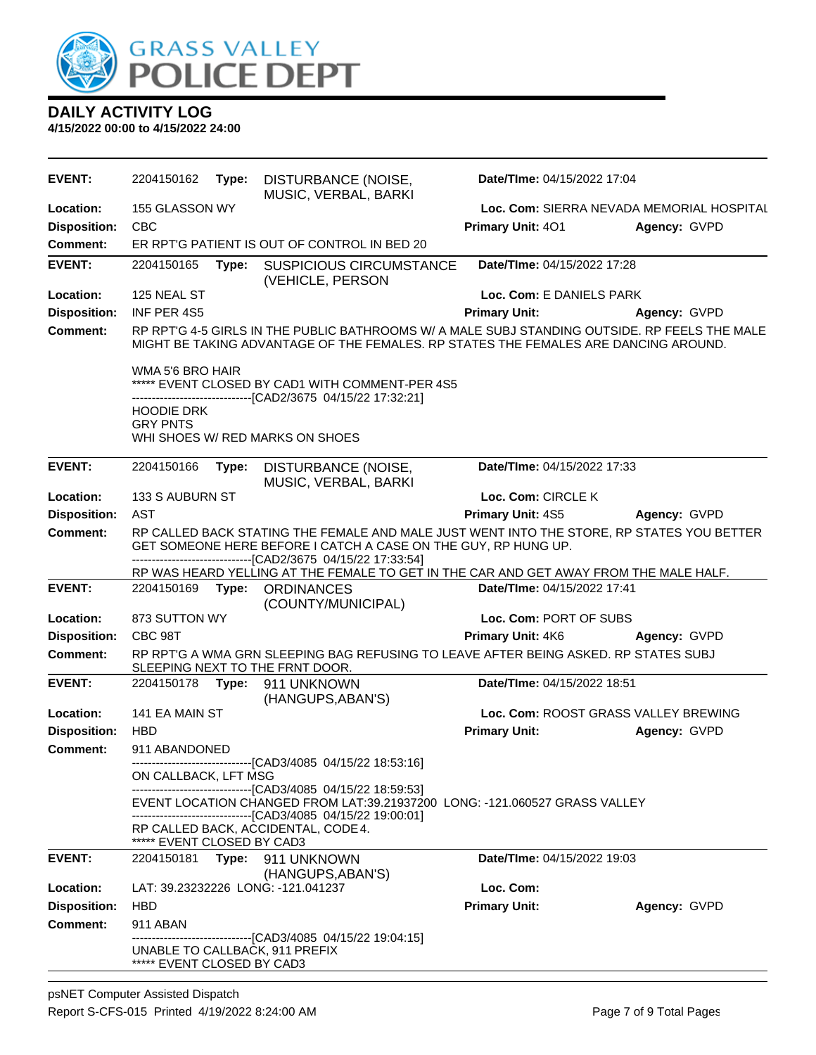# GRASS VALLEY POLICE DEPT

## DAILY ACTIVITY LOG

**4/15/2022 00:00 to 4/15/2022 24:00**

---

**EVENT:** 2204150162 **Type:** DISTURBANCE (NOISE, MUSIC, VERBAL, BARKI **Date/TIme:** 04/15/2022 17:04
**Location:** 155 GLASSON WY **Loc. Com:** SIERRA NEVADA MEMORIAL HOSPITAL
**Disposition:** CBC **Primary Unit:** 4O1 **Agency:** GVPD
**Comment:** ER RPT'G PATIENT IS OUT OF CONTROL IN BED 20

---

**EVENT:** 2204150165 **Type:** SUSPICIOUS CIRCUMSTANCE (VEHICLE, PERSON **Date/TIme:** 04/15/2022 17:28
**Location:** 125 NEAL ST **Loc. Com:** E DANIELS PARK
**Disposition:** INF PER 4S5 **Primary Unit:** **Agency:** GVPD
**Comment:** RP RPT'G 4-5 GIRLS IN THE PUBLIC BATHROOMS W/ A MALE SUBJ STANDING OUTSIDE. RP FEELS THE MALE MIGHT BE TAKING ADVANTAGE OF THE FEMALES. RP STATES THE FEMALES ARE DANCING AROUND.

WMA 5'6 BRO HAIR
***** EVENT CLOSED BY CAD1 WITH COMMENT-PER 4S5
-------------------------------[CAD2/3675 04/15/22 17:32:21]
HOODIE DRK
GRY PNTS
WHI SHOES W/ RED MARKS ON SHOES

---

**EVENT:** 2204150166 **Type:** DISTURBANCE (NOISE, MUSIC, VERBAL, BARKI **Date/TIme:** 04/15/2022 17:33
**Location:** 133 S AUBURN ST **Loc. Com:** CIRCLE K
**Disposition:** AST **Primary Unit:** 4S5 **Agency:** GVPD
**Comment:** RP CALLED BACK STATING THE FEMALE AND MALE JUST WENT INTO THE STORE, RP STATES YOU BETTER GET SOMEONE HERE BEFORE I CATCH A CASE ON THE GUY, RP HUNG UP.
-------------------------------[CAD2/3675 04/15/22 17:33:54]
RP WAS HEARD YELLING AT THE FEMALE TO GET IN THE CAR AND GET AWAY FROM THE MALE HALF.

---

**EVENT:** 2204150169 **Type:** ORDINANCES (COUNTY/MUNICIPAL) **Date/TIme:** 04/15/2022 17:41
**Location:** 873 SUTTON WY **Loc. Com:** PORT OF SUBS
**Disposition:** CBC 98T **Primary Unit:** 4K6 **Agency:** GVPD
**Comment:** RP RPT'G A WMA GRN SLEEPING BAG REFUSING TO LEAVE AFTER BEING ASKED. RP STATES SUBJ SLEEPING NEXT TO THE FRNT DOOR.

---

**EVENT:** 2204150178 **Type:** 911 UNKNOWN (HANGUPS,ABAN'S) **Date/TIme:** 04/15/2022 18:51
**Location:** 141 EA MAIN ST **Loc. Com:** ROOST GRASS VALLEY BREWING
**Disposition:** HBD **Primary Unit:** **Agency:** GVPD
**Comment:** 911 ABANDONED
-------------------------------[CAD3/4085 04/15/22 18:53:16]
ON CALLBACK, LFT MSG
-------------------------------[CAD3/4085 04/15/22 18:59:53]
EVENT LOCATION CHANGED FROM LAT:39.21937200 LONG: -121.060527 GRASS VALLEY
-------------------------------[CAD3/4085 04/15/22 19:00:01]
RP CALLED BACK, ACCIDENTAL, CODE4.
***** EVENT CLOSED BY CAD3

---

**EVENT:** 2204150181 **Type:** 911 UNKNOWN (HANGUPS,ABAN'S) **Date/TIme:** 04/15/2022 19:03
**Location:** LAT: 39.23232226 LONG: -121.041237 **Loc. Com:**
**Disposition:** HBD **Primary Unit:** **Agency:** GVPD
**Comment:** 911 ABAN
-------------------------------[CAD3/4085 04/15/22 19:04:15]
UNABLE TO CALLBACK, 911 PREFIX
***** EVENT CLOSED BY CAD3

---

psNET Computer Assisted Dispatch
Report S-CFS-015 Printed 4/19/2022 8:24:00 AM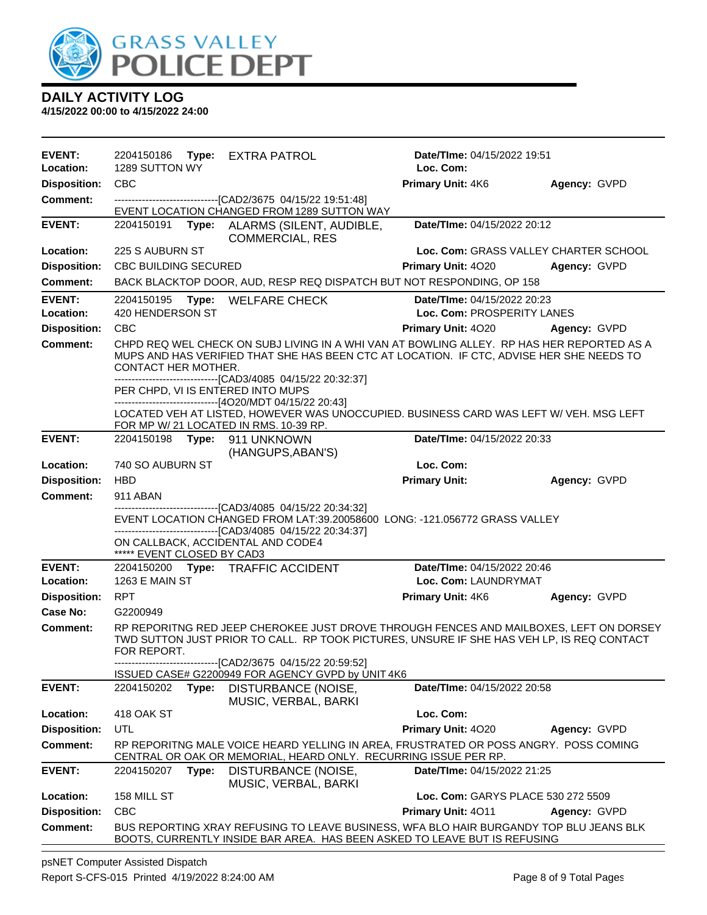# DAILY ACTIVITY LOG

**4/15/2022 00:00 to 4/15/2022 24:00**

| | | | | |
|---|---|---|---|---|
| **EVENT:** | 2204150186 **Type:** EXTRA PATROL | **Date/TIme:** 04/15/2022 19:51 | | |
| **Location:** | 1289 SUTTON WY | **Loc. Com:** | | |
| **Disposition:** | CBC | **Primary Unit:** 4K6 | **Agency:** GVPD | |
| **Comment:** | ------------------------------[CAD2/3675 04/15/22 19:51:48] EVENT LOCATION CHANGED FROM 1289 SUTTON WAY | | | |

| | | | | |
|---|---|---|---|---|
| **EVENT:** | 2204150191 **Type:** ALARMS (SILENT, AUDIBLE, COMMERCIAL, RES | **Date/TIme:** 04/15/2022 20:12 | | |
| **Location:** | 225 S AUBURN ST | **Loc. Com:** GRASS VALLEY CHARTER SCHOOL | | |
| **Disposition:** | CBC BUILDING SECURED | **Primary Unit:** 4O20 | **Agency:** GVPD | |
| **Comment:** | BACK BLACKTOP DOOR, AUD, RESP REQ DISPATCH BUT NOT RESPONDING, OP 158 | | | |

| | | | | |
|---|---|---|---|---|
| **EVENT:** | 2204150195 **Type:** WELFARE CHECK | **Date/TIme:** 04/15/2022 20:23 | | |
| **Location:** | 420 HENDERSON ST | **Loc. Com:** PROSPERITY LANES | | |
| **Disposition:** | CBC | **Primary Unit:** 4O20 | **Agency:** GVPD | |
| **Comment:** | CHPD REQ WEL CHECK ON SUBJ LIVING IN A WHI VAN AT BOWLING ALLEY. RP HAS HER REPORTED AS A MUPS AND HAS VERIFIED THAT SHE HAS BEEN CTC AT LOCATION. IF CTC, ADVISE HER SHE NEEDS TO CONTACT HER MOTHER. ------------------------------[CAD3/4085 04/15/22 20:32:37] PER CHPD, VI IS ENTERED INTO MUPS ------------------------------[4O20/MDT 04/15/22 20:43] LOCATED VEH AT LISTED, HOWEVER WAS UNOCCUPIED. BUSINESS CARD WAS LEFT W/ VEH. MSG LEFT FOR MP W/ 21 LOCATED IN RMS. 10-39 RP. | | | |

| | | | | |
|---|---|---|---|---|
| **EVENT:** | 2204150198 **Type:** 911 UNKNOWN (HANGUPS,ABAN'S) | **Date/TIme:** 04/15/2022 20:33 | | |
| **Location:** | 740 SO AUBURN ST | **Loc. Com:** | | |
| **Disposition:** | HBD | **Primary Unit:** | **Agency:** GVPD | |
| **Comment:** | 911 ABAN ------------------------------[CAD3/4085 04/15/22 20:34:32] EVENT LOCATION CHANGED FROM LAT:39.20058600 LONG: -121.056772 GRASS VALLEY ------------------------------[CAD3/4085 04/15/22 20:34:37] ON CALLBACK, ACCIDENTAL AND CODE4 ***** EVENT CLOSED BY CAD3 | | | |

| | | | | |
|---|---|---|---|---|
| **EVENT:** | 2204150200 **Type:** TRAFFIC ACCIDENT | **Date/TIme:** 04/15/2022 20:46 | | |
| **Location:** | 1263 E MAIN ST | **Loc. Com:** LAUNDRYMAT | | |
| **Disposition:** | RPT | **Primary Unit:** 4K6 | **Agency:** GVPD | |
| **Case No:** | G2200949 | | | |
| **Comment:** | RP REPORITNG RED JEEP CHEROKEE JUST DROVE THROUGH FENCES AND MAILBOXES, LEFT ON DORSEY TWD SUTTON JUST PRIOR TO CALL. RP TOOK PICTURES, UNSURE IF SHE HAS VEH LP, IS REQ CONTACT FOR REPORT. ------------------------------[CAD2/3675 04/15/22 20:59:52] ISSUED CASE# G2200949 FOR AGENCY GVPD by UNIT 4K6 | | | |

| | | | | |
|---|---|---|---|---|
| **EVENT:** | 2204150202 **Type:** DISTURBANCE (NOISE, MUSIC, VERBAL, BARKI | **Date/TIme:** 04/15/2022 20:58 | | |
| **Location:** | 418 OAK ST | **Loc. Com:** | | |
| **Disposition:** | UTL | **Primary Unit:** 4O20 | **Agency:** GVPD | |
| **Comment:** | RP REPORITNG MALE VOICE HEARD YELLING IN AREA, FRUSTRATED OR POSS ANGRY. POSS COMING CENTRAL OR OAK OR MEMORIAL, HEARD ONLY. RECURRING ISSUE PER RP. | | | |

| | | | | |
|---|---|---|---|---|
| **EVENT:** | 2204150207 **Type:** DISTURBANCE (NOISE, MUSIC, VERBAL, BARKI | **Date/TIme:** 04/15/2022 21:25 | | |
| **Location:** | 158 MILL ST | **Loc. Com:** GARYS PLACE 530 272 5509 | | |
| **Disposition:** | CBC | **Primary Unit:** 4O11 | **Agency:** GVPD | |
| **Comment:** | BUS REPORTING XRAY REFUSING TO LEAVE BUSINESS, WFA BLO HAIR BURGANDY TOP BLU JEANS BLK BOOTS, CURRENTLY INSIDE BAR AREA. HAS BEEN ASKED TO LEAVE BUT IS REFUSING | | | |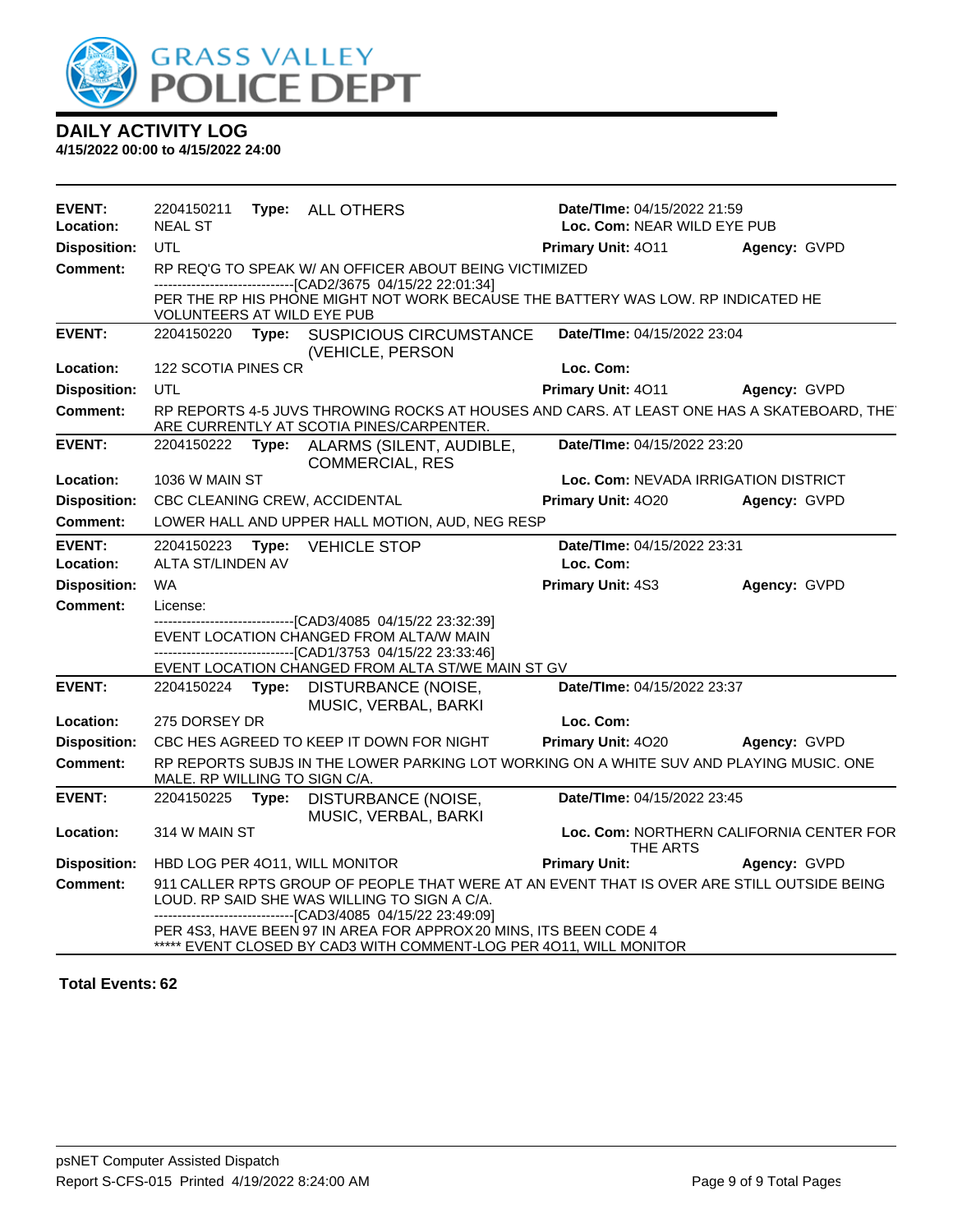# GRASS VALLEY POLICE DEPT

## DAILY ACTIVITY LOG

**4/15/2022 00:00 to 4/15/2022 24:00**

---

**EVENT:** 2204150211 **Type:** ALL OTHERS **Date/TIme:** 04/15/2022 21:59
**Location:** NEAL ST **Loc. Com:** NEAR WILD EYE PUB
**Disposition:** UTL **Primary Unit:** 4O11 **Agency:** GVPD
**Comment:** RP REQ'G TO SPEAK W/ AN OFFICER ABOUT BEING VICTIMIZED
------------------------------[CAD2/3675 04/15/22 22:01:34]
PER THE RP HIS PHONE MIGHT NOT WORK BECAUSE THE BATTERY WAS LOW. RP INDICATED HE VOLUNTEERS AT WILD EYE PUB

---

**EVENT:** 2204150220 **Type:** SUSPICIOUS CIRCUMSTANCE (VEHICLE, PERSON **Date/TIme:** 04/15/2022 23:04
**Location:** 122 SCOTIA PINES CR **Loc. Com:**
**Disposition:** UTL **Primary Unit:** 4O11 **Agency:** GVPD
**Comment:** RP REPORTS 4-5 JUVS THROWING ROCKS AT HOUSES AND CARS. AT LEAST ONE HAS A SKATEBOARD, THEY ARE CURRENTLY AT SCOTIA PINES/CARPENTER.

---

**EVENT:** 2204150222 **Type:** ALARMS (SILENT, AUDIBLE, COMMERCIAL, RES **Date/TIme:** 04/15/2022 23:20
**Location:** 1036 W MAIN ST **Loc. Com:** NEVADA IRRIGATION DISTRICT
**Disposition:** CBC CLEANING CREW, ACCIDENTAL **Primary Unit:** 4O20 **Agency:** GVPD
**Comment:** LOWER HALL AND UPPER HALL MOTION, AUD, NEG RESP

---

**EVENT:** 2204150223 **Type:** VEHICLE STOP **Date/TIme:** 04/15/2022 23:31
**Location:** ALTA ST/LINDEN AV **Loc. Com:**
**Disposition:** WA **Primary Unit:** 4S3 **Agency:** GVPD
**Comment:** License:
------------------------------[CAD3/4085 04/15/22 23:32:39]
EVENT LOCATION CHANGED FROM ALTA/W MAIN
------------------------------[CAD1/3753 04/15/22 23:33:46]
EVENT LOCATION CHANGED FROM ALTA ST/WE MAIN ST GV

---

**EVENT:** 2204150224 **Type:** DISTURBANCE (NOISE, MUSIC, VERBAL, BARKI **Date/TIme:** 04/15/2022 23:37
**Location:** 275 DORSEY DR **Loc. Com:**
**Disposition:** CBC HES AGREED TO KEEP IT DOWN FOR NIGHT **Primary Unit:** 4O20 **Agency:** GVPD
**Comment:** RP REPORTS SUBJS IN THE LOWER PARKING LOT WORKING ON A WHITE SUV AND PLAYING MUSIC. ONE MALE. RP WILLING TO SIGN C/A.

---

**EVENT:** 2204150225 **Type:** DISTURBANCE (NOISE, MUSIC, VERBAL, BARKI **Date/TIme:** 04/15/2022 23:45
**Location:** 314 W MAIN ST **Loc. Com:** NORTHERN CALIFORNIA CENTER FOR THE ARTS
**Disposition:** HBD LOG PER 4O11, WILL MONITOR **Primary Unit:** **Agency:** GVPD
**Comment:** 911 CALLER RPTS GROUP OF PEOPLE THAT WERE AT AN EVENT THAT IS OVER ARE STILL OUTSIDE BEING LOUD. RP SAID SHE WAS WILLING TO SIGN A C/A.
------------------------------[CAD3/4085 04/15/22 23:49:09]
PER 4S3, HAVE BEEN 97 IN AREA FOR APPROX 20 MINS, ITS BEEN CODE 4
***** EVENT CLOSED BY CAD3 WITH COMMENT-LOG PER 4O11, WILL MONITOR

---

**Total Events: 62**

psNET Computer Assisted Dispatch
Report S-CFS-015 Printed 4/19/2022 8:24:00 AM